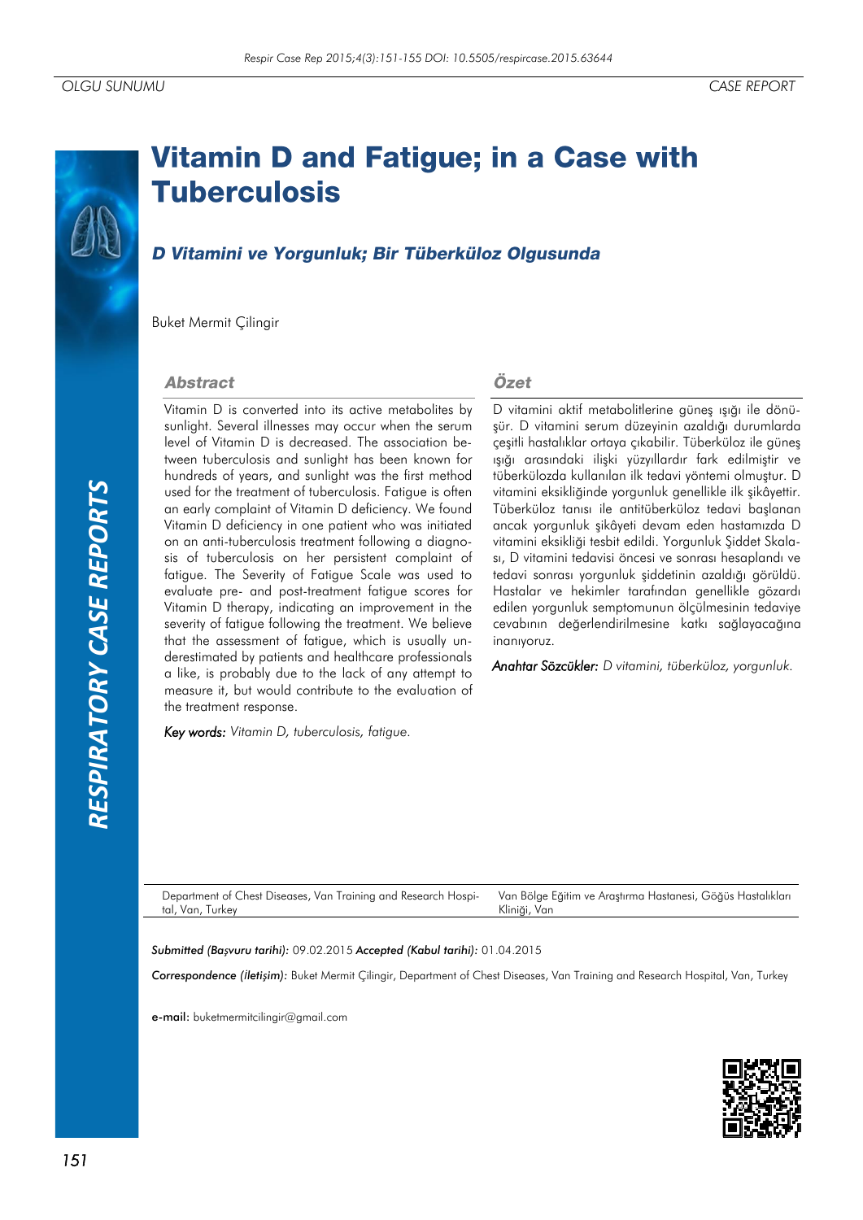# Vitamin D and Fatigue; in a Case with Tuberculosis

## *D Vitamini ve Yorgunluk; Bir Tüberküloz Olgusunda*

Buket Mermit Çilingir

### Abstract

Vitamin D is converted into its active metabolites by sunlight. Several illnesses may occur when the serum level of Vitamin D is decreased. The association between tuberculosis and sunlight has been known for hundreds of years, and sunlight was the first method used for the treatment of tuberculosis. Fatigue is often an early complaint of Vitamin D deficiency. We found Vitamin D deficiency in one patient who was initiated on an anti-tuberculosis treatment following a diagnosis of tuberculosis on her persistent complaint of fatigue. The Severity of Fatigue Scale was used to evaluate pre- and post-treatment fatigue scores for Vitamin D therapy, indicating an improvement in the severity of fatigue following the treatment. We believe that the assessment of fatigue, which is usually underestimated by patients and healthcare professionals a like, is probably due to the lack of any attempt to measure it, but would contribute to the evaluation of the treatment response.

*Key words:* *Vitamin D, tuberculosis, fatigue.*

### Özet

D vitamini aktif metabolitlerine güneş ışığı ile dönüşür. D vitamini serum düzeyinin azaldığı durumlarda çeşitli hastalıklar ortaya çıkabilir. Tüberküloz ile güneş ışığı arasındaki ilişki yüzyıllardır fark edilmiştir ve tüberkülozda kullanılan ilk tedavi yöntemi olmuştur. D vitamini eksikliğinde yorgunluk genellikle ilk şikâyettir. Tüberküloz tanısı ile antitüberküloz tedavi başlanan ancak yorgunluk şikâyeti devam eden hastamızda D vitamini eksikliği tesbit edildi. Yorgunluk Şiddet Skalası, D vitamini tedavisi öncesi ve sonrası hesaplandı ve tedavi sonrası yorgunluk şiddetinin azaldığı görüldü. Hastalar ve hekimler tarafından genellikle gözardı edilen yorgunluk semptomunun ölçülmesinin tedaviye cevabının değerlendirilmesine katkı sağlayacağına inanıyoruz.

*Anahtar Sözcükler:* *D vitamini, tüberküloz, yorgunluk.*

---

Department of Chest Diseases, Van Training and Research Hospital, Van, Turkey

Van Bölge Eğitim ve Araştırma Hastanesi, Göğüs Hastalıkları Kliniği, Van

*Submitted (Başvuru tarihi):* 09.02.2015 *Accepted (Kabul tarihi):* 01.04.2015

*Correspondence (İletişim):* Buket Mermit Çilingir, Department of Chest Diseases, Van Training and Research Hospital, Van, Turkey

**e-mail:** buketmermitcilingir@gmail.com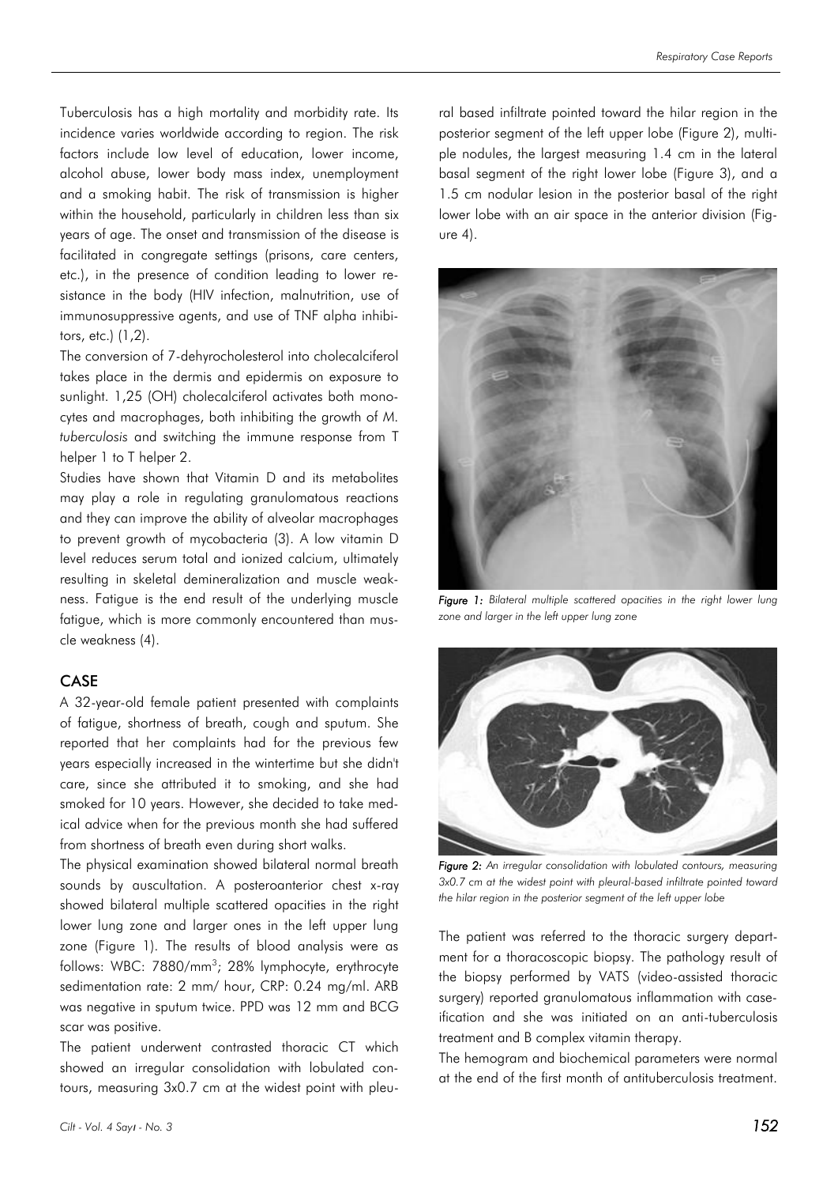Tuberculosis has a high mortality and morbidity rate. Its incidence varies worldwide according to region. The risk factors include low level of education, lower income, alcohol abuse, lower body mass index, unemployment and a smoking habit. The risk of transmission is higher within the household, particularly in children less than six years of age. The onset and transmission of the disease is facilitated in congregate settings (prisons, care centers, etc.), in the presence of condition leading to lower resistance in the body (HIV infection, malnutrition, use of immunosuppressive agents, and use of TNF alpha inhibitors, etc.) (1,2).

The conversion of 7-dehyrocholesterol into cholecalciferol takes place in the dermis and epidermis on exposure to sunlight. 1,25 (OH) cholecalciferol activates both monocytes and macrophages, both inhibiting the growth of *M. tuberculosis* and switching the immune response from T helper 1 to T helper 2.

Studies have shown that Vitamin D and its metabolites may play a role in regulating granulomatous reactions and they can improve the ability of alveolar macrophages to prevent growth of mycobacteria (3). A low vitamin D level reduces serum total and ionized calcium, ultimately resulting in skeletal demineralization and muscle weakness. Fatigue is the end result of the underlying muscle fatigue, which is more commonly encountered than muscle weakness (4).

## CASE

A 32-year-old female patient presented with complaints of fatigue, shortness of breath, cough and sputum. She reported that her complaints had for the previous few years especially increased in the wintertime but she didn't care, since she attributed it to smoking, and she had smoked for 10 years. However, she decided to take medical advice when for the previous month she had suffered from shortness of breath even during short walks.

The physical examination showed bilateral normal breath sounds by auscultation. A posteroanterior chest x-ray showed bilateral multiple scattered opacities in the right lower lung zone and larger ones in the left upper lung zone (Figure 1). The results of blood analysis were as follows: WBC: 7880/mm$^3$; 28% lymphocyte, erythrocyte sedimentation rate: 2 mm/ hour, CRP: 0.24 mg/ml. ARB was negative in sputum twice. PPD was 12 mm and BCG scar was positive.

The patient underwent contrasted thoracic CT which showed an irregular consolidation with lobulated contours, measuring 3x0.7 cm at the widest point with pleural based infiltrate pointed toward the hilar region in the posterior segment of the left upper lobe (Figure 2), multiple nodules, the largest measuring 1.4 cm in the lateral basal segment of the right lower lobe (Figure 3), and a 1.5 cm nodular lesion in the posterior basal of the right lower lobe with an air space in the anterior division (Figure 4).

*Figure 1: Bilateral multiple scattered opacities in the right lower lung zone and larger in the left upper lung zone*

*Figure 2: An irregular consolidation with lobulated contours, measuring 3x0.7 cm at the widest point with pleural-based infiltrate pointed toward the hilar region in the posterior segment of the left upper lobe*

The patient was referred to the thoracic surgery department for a thoracoscopic biopsy. The pathology result of the biopsy performed by VATS (video-assisted thoracic surgery) reported granulomatous inflammation with caseification and she was initiated on an anti-tuberculosis treatment and B complex vitamin therapy.

The hemogram and biochemical parameters were normal at the end of the first month of antituberculosis treatment.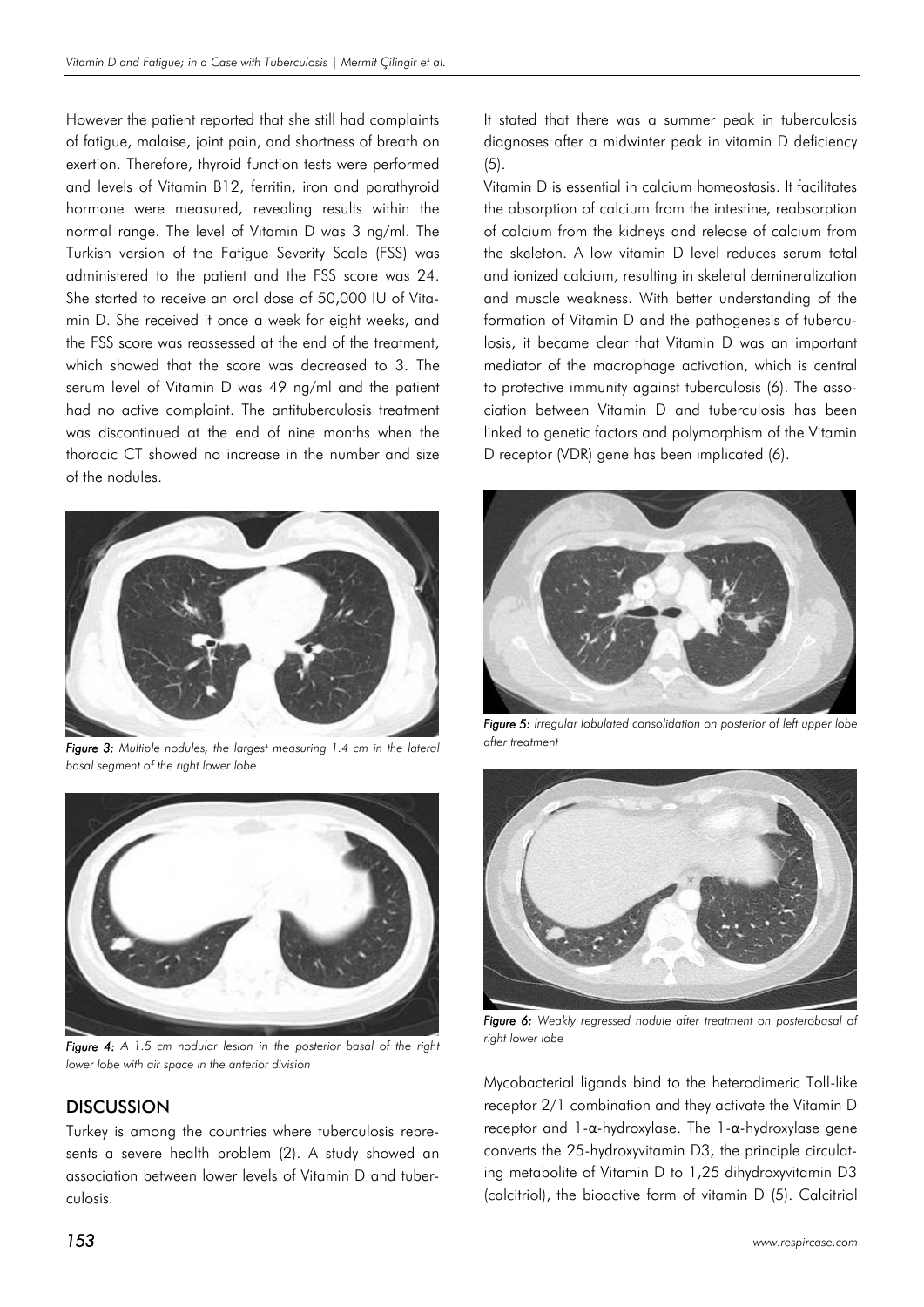However the patient reported that she still had complaints of fatigue, malaise, joint pain, and shortness of breath on exertion. Therefore, thyroid function tests were performed and levels of Vitamin B12, ferritin, iron and parathyroid hormone were measured, revealing results within the normal range. The level of Vitamin D was 3 ng/ml. The Turkish version of the Fatigue Severity Scale (FSS) was administered to the patient and the FSS score was 24. She started to receive an oral dose of 50,000 IU of Vitamin D. She received it once a week for eight weeks, and the FSS score was reassessed at the end of the treatment, which showed that the score was decreased to 3. The serum level of Vitamin D was 49 ng/ml and the patient had no active complaint. The antituberculosis treatment was discontinued at the end of nine months when the thoracic CT showed no increase in the number and size of the nodules.

*Figure 3: Multiple nodules, the largest measuring 1.4 cm in the lateral basal segment of the right lower lobe*

*Figure 4: A 1.5 cm nodular lesion in the posterior basal of the right lower lobe with air space in the anterior division*

## DISCUSSION

Turkey is among the countries where tuberculosis represents a severe health problem (2). A study showed an association between lower levels of Vitamin D and tuberculosis.

It stated that there was a summer peak in tuberculosis diagnoses after a midwinter peak in vitamin D deficiency (5).

Vitamin D is essential in calcium homeostasis. It facilitates the absorption of calcium from the intestine, reabsorption of calcium from the kidneys and release of calcium from the skeleton. A low vitamin D level reduces serum total and ionized calcium, resulting in skeletal demineralization and muscle weakness. With better understanding of the formation of Vitamin D and the pathogenesis of tuberculosis, it became clear that Vitamin D was an important mediator of the macrophage activation, which is central to protective immunity against tuberculosis (6). The association between Vitamin D and tuberculosis has been linked to genetic factors and polymorphism of the Vitamin D receptor (VDR) gene has been implicated (6).

*Figure 5: Irregular lobulated consolidation on posterior of left upper lobe after treatment*

*Figure 6: Weakly regressed nodule after treatment on posterobasal of right lower lobe*

Mycobacterial ligands bind to the heterodimeric Toll-like receptor 2/1 combination and they activate the Vitamin D receptor and 1-$\alpha$-hydroxylase. The 1-$\alpha$-hydroxylase gene converts the 25-hydroxyvitamin D3, the principle circulating metabolite of Vitamin D to 1,25 dihydroxyvitamin D3 (calcitriol), the bioactive form of vitamin D (5). Calcitriol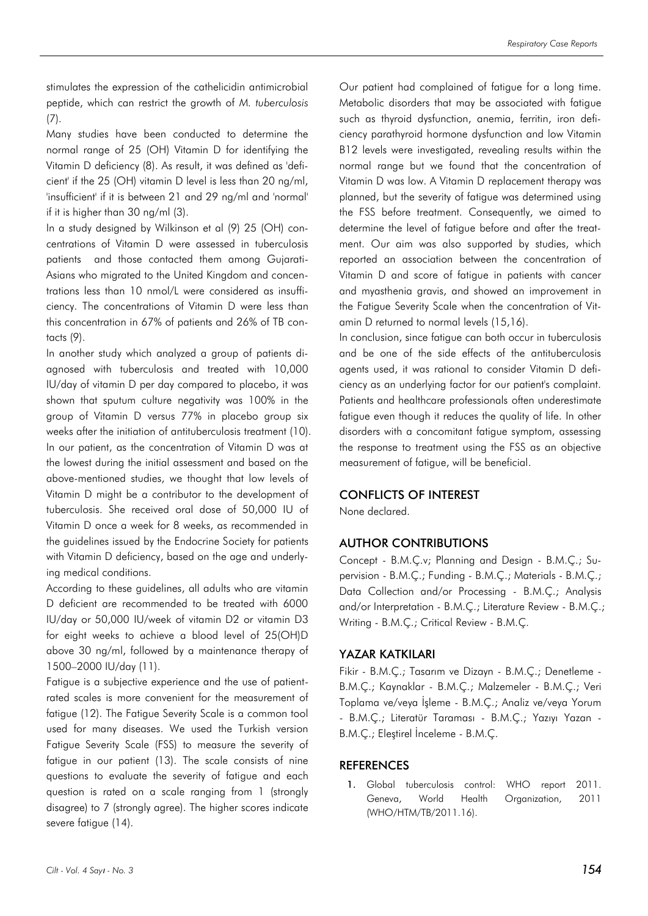stimulates the expression of the cathelicidin antimicrobial peptide, which can restrict the growth of *M. tuberculosis* (7).

Many studies have been conducted to determine the normal range of 25 (OH) Vitamin D for identifying the Vitamin D deficiency (8). As result, it was defined as 'deficient' if the 25 (OH) vitamin D level is less than 20 ng/ml, 'insufficient' if it is between 21 and 29 ng/ml and 'normal' if it is higher than 30 ng/ml (3).

In a study designed by Wilkinson et al (9) 25 (OH) concentrations of Vitamin D were assessed in tuberculosis patients and those contacted them among Gujarati-Asians who migrated to the United Kingdom and concentrations less than 10 nmol/L were considered as insufficiency. The concentrations of Vitamin D were less than this concentration in 67% of patients and 26% of TB contacts (9).

In another study which analyzed a group of patients diagnosed with tuberculosis and treated with 10,000 IU/day of vitamin D per day compared to placebo, it was shown that sputum culture negativity was 100% in the group of Vitamin D versus 77% in placebo group six weeks after the initiation of antituberculosis treatment (10). In our patient, as the concentration of Vitamin D was at the lowest during the initial assessment and based on the above-mentioned studies, we thought that low levels of Vitamin D might be a contributor to the development of tuberculosis. She received oral dose of 50,000 IU of Vitamin D once a week for 8 weeks, as recommended in the guidelines issued by the Endocrine Society for patients with Vitamin D deficiency, based on the age and underlying medical conditions.

According to these guidelines, all adults who are vitamin D deficient are recommended to be treated with 6000 IU/day or 50,000 IU/week of vitamin D2 or vitamin D3 for eight weeks to achieve a blood level of 25(OH)D above 30 ng/ml, followed by a maintenance therapy of 1500–2000 IU/day (11).

Fatigue is a subjective experience and the use of patient-rated scales is more convenient for the measurement of fatigue (12). The Fatigue Severity Scale is a common tool used for many diseases. We used the Turkish version Fatigue Severity Scale (FSS) to measure the severity of fatigue in our patient (13). The scale consists of nine questions to evaluate the severity of fatigue and each question is rated on a scale ranging from 1 (strongly disagree) to 7 (strongly agree). The higher scores indicate severe fatigue (14).

Our patient had complained of fatigue for a long time. Metabolic disorders that may be associated with fatigue such as thyroid dysfunction, anemia, ferritin, iron deficiency parathyroid hormone dysfunction and low Vitamin B12 levels were investigated, revealing results within the normal range but we found that the concentration of Vitamin D was low. A Vitamin D replacement therapy was planned, but the severity of fatigue was determined using the FSS before treatment. Consequently, we aimed to determine the level of fatigue before and after the treatment. Our aim was also supported by studies, which reported an association between the concentration of Vitamin D and score of fatigue in patients with cancer and myasthenia gravis, and showed an improvement in the Fatigue Severity Scale when the concentration of Vitamin D returned to normal levels (15,16).

In conclusion, since fatigue can both occur in tuberculosis and be one of the side effects of the antituberculosis agents used, it was rational to consider Vitamin D deficiency as an underlying factor for our patient's complaint. Patients and healthcare professionals often underestimate fatigue even though it reduces the quality of life. In other disorders with a concomitant fatigue symptom, assessing the response to treatment using the FSS as an objective measurement of fatigue, will be beneficial.

## CONFLICTS OF INTEREST

None declared.

## AUTHOR CONTRIBUTIONS

Concept - B.M.Ç.v; Planning and Design - B.M.Ç.; Supervision - B.M.Ç.; Funding - B.M.Ç.; Materials - B.M.Ç.; Data Collection and/or Processing - B.M.Ç.; Analysis and/or Interpretation - B.M.Ç.; Literature Review - B.M.Ç.; Writing - B.M.Ç.; Critical Review - B.M.Ç.

## YAZAR KATKILARI

Fikir - B.M.Ç.; Tasarım ve Dizayn - B.M.Ç.; Denetleme - B.M.Ç.; Kaynaklar - B.M.Ç.; Malzemeler - B.M.Ç.; Veri Toplama ve/veya İşleme - B.M.Ç.; Analiz ve/veya Yorum - B.M.Ç.; Literatür Taraması - B.M.Ç.; Yazıyı Yazan - B.M.Ç.; Eleştirel İnceleme - B.M.Ç.

## REFERENCES

1. Global tuberculosis control: WHO report 2011. Geneva, World Health Organization, 2011 (WHO/HTM/TB/2011.16).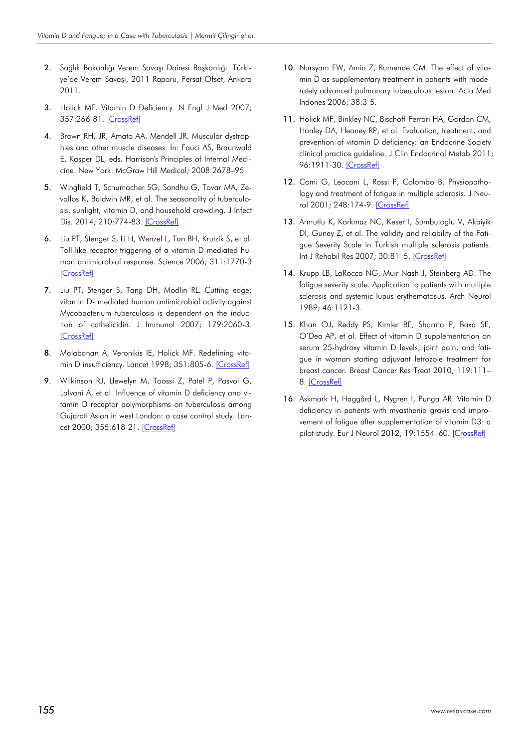2. Sağlık Bakanlığı Verem Savaşı Dairesi Başkanlığı. Türkiye'de Verem Savaşı, 2011 Raporu, Fersat Ofset, Ankara 2011.

3. Holick MF. Vitamin D Deficiency. N Engl J Med 2007; 357:266-81. [CrossRef]

4. Brown RH, JR, Amato AA, Mendell JR. Muscular dystrophies and other muscle diseases. In: Fauci AS, Braunwald E, Kasper DL, eds. Harrison's Principles of Internal Medicine. New York: McGraw Hill Medical; 2008:2678–95.

5. Wingfield T, Schumacher SG, Sandhu G, Tovar MA, Zevallos K, Baldwin MR, et al. The seasonality of tuberculosis, sunlight, vitamin D, and household crowding. J Infect Dis. 2014; 210:774-83. [CrossRef]

6. Liu PT, Stenger S, Li H, Wenzel L, Tan BH, Krutzik S, et al. Toll-like receptor triggering of a vitamin D-mediated human antimicrobial response. Science 2006; 311:1770-3. [CrossRef]

7. Liu PT, Stenger S, Tang DH, Modlin RL. Cutting edge: vitamin D- mediated human antimicrobial activity against Mycobacterium tuberculosis is dependent on the induction of cathelicidin. J Immunol 2007; 179:2060-3. [CrossRef]

8. Malabanan A, Veronikis IE, Holick MF. Redefining vitamin D insufficiency. Lancet 1998; 351:805-6. [CrossRef]

9. Wilkinson RJ, Llewelyn M, Toossi Z, Patel P, Pasvol G, Lalvani A, et al. Influence of vitamin D deficiency and vitamin D receptor polymorphisms on tuberculosis among Gujarati Asian in west London: a case control study. Lancet 2000; 355:618-21. [CrossRef]

10. Nursyam EW, Amin Z, Rumende CM. The effect of vitamin D as supplementary treatment in patients with moderately advanced pulmonary tuberculous lesion. Acta Med Indones 2006; 38:3-5.

11. Holick MF, Binkley NC, Bischoff-Ferrari HA, Gordon CM, Hanley DA, Heaney RP, et al. Evaluation, treatment, and prevention of vitamin D deficiency: an Endocrine Society clinical practice guideline. J Clin Endocrinol Metab 2011; 96:1911-30. [CrossRef]

12. Comi G, Leocani L, Rossi P, Colombo B. Physiopathology and treatment of fatigue in multiple sclerosis. J Neurol 2001; 248:174-9. [CrossRef]

13. Armutlu K, Korkmaz NC, Keser I, Sumbuloglu V, Akbiyik DI, Guney Z, et al. The validity and reliability of the Fatigue Severity Scale in Turkish multiple sclerosis patients. Int J Rehabil Res 2007; 30:81–5. [CrossRef]

14. Krupp LB, LaRocca NG, Muir-Nash J, Steinberg AD. The fatigue severity scale. Application to patients with multiple sclerosis and systemic lupus erythematosus. Arch Neurol 1989; 46:1121-3.

15. Khan OJ, Reddy PS, Kimler BF, Sharma P, Baxa SE, O'Dea AP, et al. Effect of vitamin D supplementation on serum 25-hydroxy vitamin D levels, joint pain, and fatigue in woman starting adjuvant letrozole treatment for breast cancer. Breast Cancer Res Treat 2010; 119:111–8. [CrossRef]

16. Askmark H, Haggård L, Nygren I, Punga AR. Vitamin D deficiency in patients with myasthenia gravis and improvement of fatigue after supplementation of vitamin D3: a pilot study. Eur J Neurol 2012; 19:1554–60. [CrossRef]